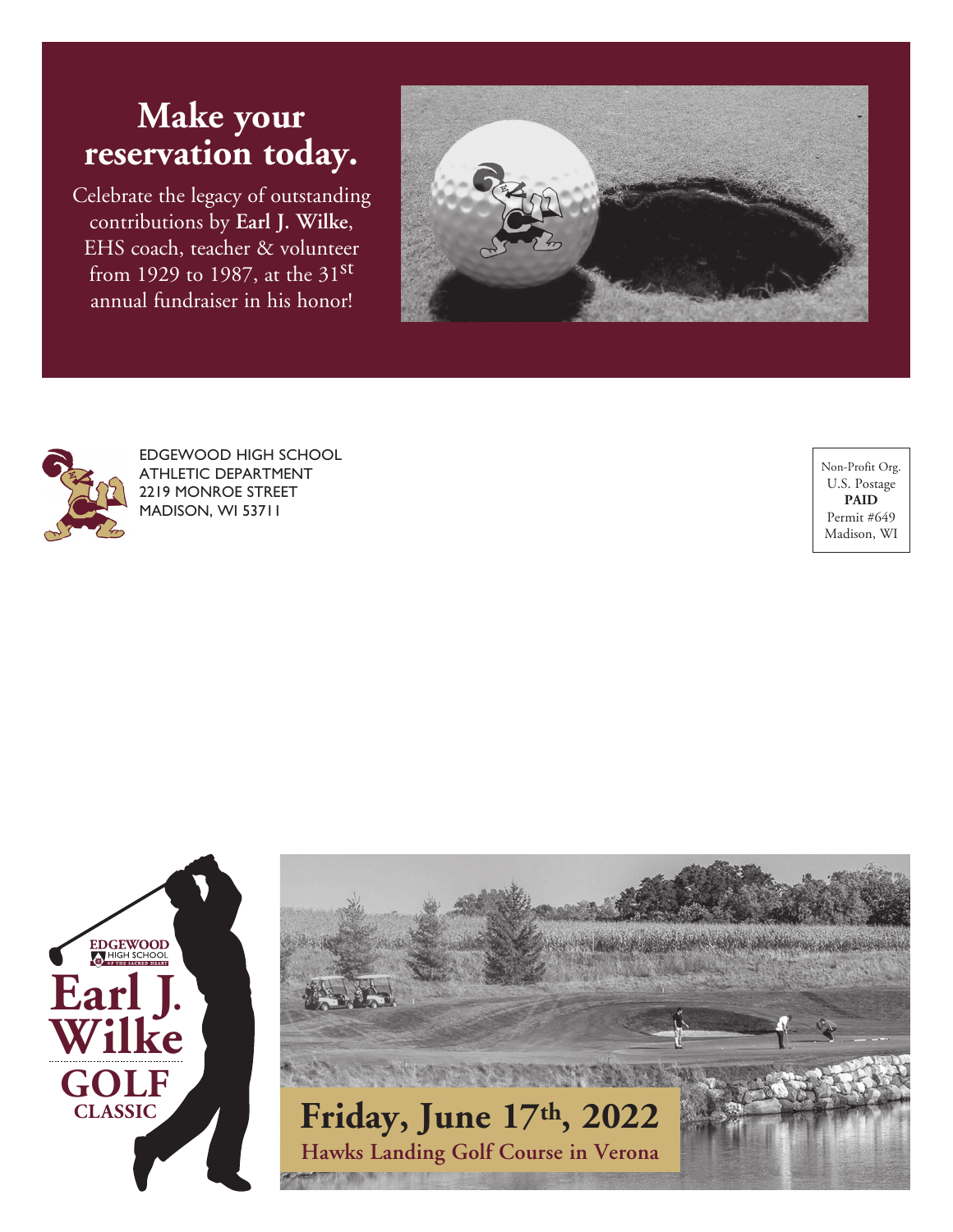# Make your reservation today.

Celebrate the legacy of outstanding contributions by **Earl J. Wilke**, EHS coach, teacher & volunteer from 1929 to 1987, at the 31st annual fundraiser in his honor!

EDGEWOOD HIGH SCHOOL
ATHLETIC DEPARTMENT
2219 MONROE STREET
MADISON, WI 53711

Non-Profit Org.
U.S. Postage
**PAID**
Permit #649
Madison, WI

EDGEWOOD HIGH SCHOOL OF THE SACRED HEART

# Earl J. Wilke GOLF CLASSIC

## Friday, June 17th, 2022

**Hawks Landing Golf Course in Verona**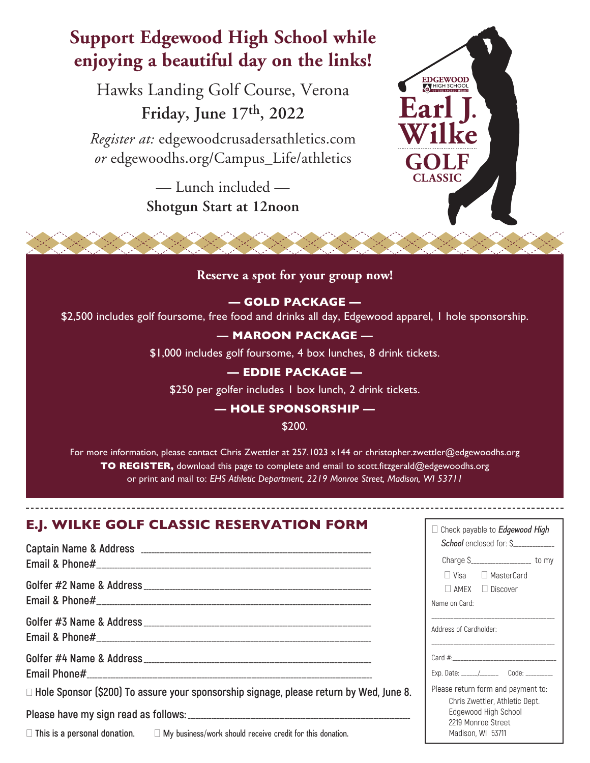# Support Edgewood High School while enjoying a beautiful day on the links!

Hawks Landing Golf Course, Verona

**Friday, June 17th, 2022**

*Register at:* edgewoodcrusadersathletics.com
*or* edgewoodhs.org/Campus_Life/athletics

— Lunch included —

**Shotgun Start at 12noon**

EDGEWOOD HIGH SCHOOL OF THE SACRED HEART

**Earl J. Wilke GOLF CLASSIC**

**Reserve a spot for your group now!**

**— GOLD PACKAGE —**

$2,500 includes golf foursome, free food and drinks all day, Edgewood apparel, 1 hole sponsorship.

**— MAROON PACKAGE —**

$1,000 includes golf foursome, 4 box lunches, 8 drink tickets.

**— EDDIE PACKAGE —**

$250 per golfer includes 1 box lunch, 2 drink tickets.

**— HOLE SPONSORSHIP —**

$200.

For more information, please contact Chris Zwettler at 257.1023 x144 or christopher.zwettler@edgewoodhs.org

**TO REGISTER,** download this page to complete and email to scott.fitzgerald@edgewoodhs.org
or print and mail to: *EHS Athletic Department, 2219 Monroe Street, Madison, WI 53711*

---

## E.J. WILKE GOLF CLASSIC RESERVATION FORM

Captain Name & Address ____________________
Email & Phone# ____________________

Golfer #2 Name & Address ____________________
Email & Phone# ____________________

Golfer #3 Name & Address ____________________
Email & Phone# ____________________

Golfer #4 Name & Address ____________________
Email Phone# ____________________

☐ Hole Sponsor ($200) To assure your sponsorship signage, please return by Wed, June 8.

Please have my sign read as follows: ____________________

☐ This is a personal donation. ☐ My business/work should receive credit for this donation.

☐ Check payable to *Edgewood High School* enclosed for: $__________

Charge $__________ to my
☐ Visa ☐ MasterCard
☐ AMEX ☐ Discover

Name on Card:
____________________

Address of Cardholder:
____________________

Card #: ____________________

Exp. Date: _____/_____ Code: ______

Please return form and payment to:
Chris Zwettler, Athletic Dept.
Edgewood High School
2219 Monroe Street
Madison, WI 53711